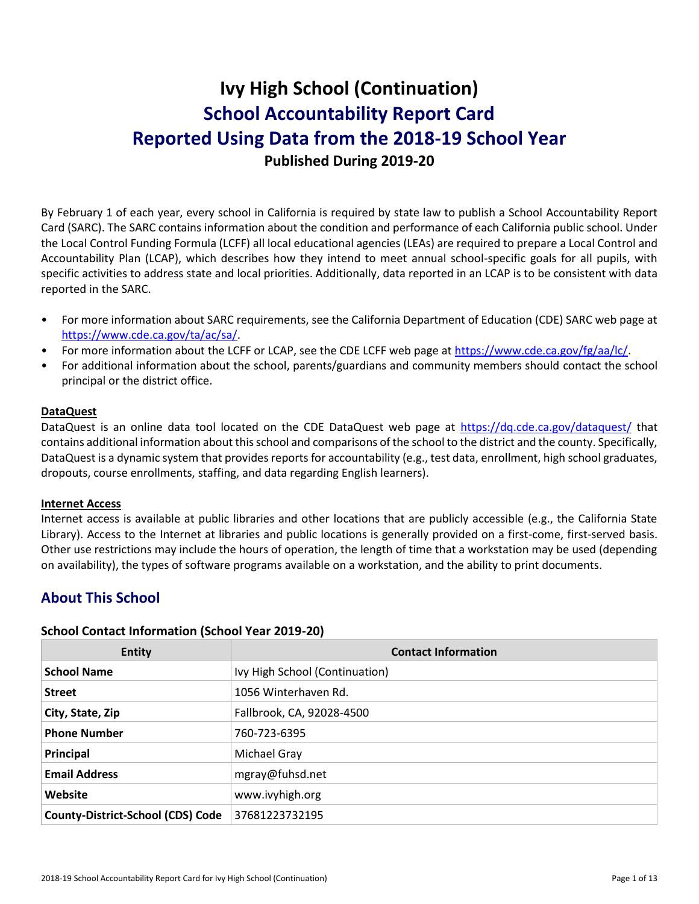# Ivy High School (Continuation)
## School Accountability Report Card
## Reported Using Data from the 2018-19 School Year
### Published During 2019-20

By February 1 of each year, every school in California is required by state law to publish a School Accountability Report Card (SARC). The SARC contains information about the condition and performance of each California public school. Under the Local Control Funding Formula (LCFF) all local educational agencies (LEAs) are required to prepare a Local Control and Accountability Plan (LCAP), which describes how they intend to meet annual school-specific goals for all pupils, with specific activities to address state and local priorities. Additionally, data reported in an LCAP is to be consistent with data reported in the SARC.

- For more information about SARC requirements, see the California Department of Education (CDE) SARC web page at https://www.cde.ca.gov/ta/ac/sa/.
- For more information about the LCFF or LCAP, see the CDE LCFF web page at https://www.cde.ca.gov/fg/aa/lc/.
- For additional information about the school, parents/guardians and community members should contact the school principal or the district office.

**DataQuest**

DataQuest is an online data tool located on the CDE DataQuest web page at https://dq.cde.ca.gov/dataquest/ that contains additional information about this school and comparisons of the school to the district and the county. Specifically, DataQuest is a dynamic system that provides reports for accountability (e.g., test data, enrollment, high school graduates, dropouts, course enrollments, staffing, and data regarding English learners).

**Internet Access**

Internet access is available at public libraries and other locations that are publicly accessible (e.g., the California State Library). Access to the Internet at libraries and public locations is generally provided on a first-come, first-served basis. Other use restrictions may include the hours of operation, the length of time that a workstation may be used (depending on availability), the types of software programs available on a workstation, and the ability to print documents.

## About This School

### School Contact Information (School Year 2019-20)

| Entity | Contact Information |
| --- | --- |
| **School Name** | Ivy High School (Continuation) |
| **Street** | 1056 Winterhaven Rd. |
| **City, State, Zip** | Fallbrook, CA, 92028-4500 |
| **Phone Number** | 760-723-6395 |
| **Principal** | Michael Gray |
| **Email Address** | mgray@fuhsd.net |
| **Website** | www.ivyhigh.org |
| **County-District-School (CDS) Code** | 37681223732195 |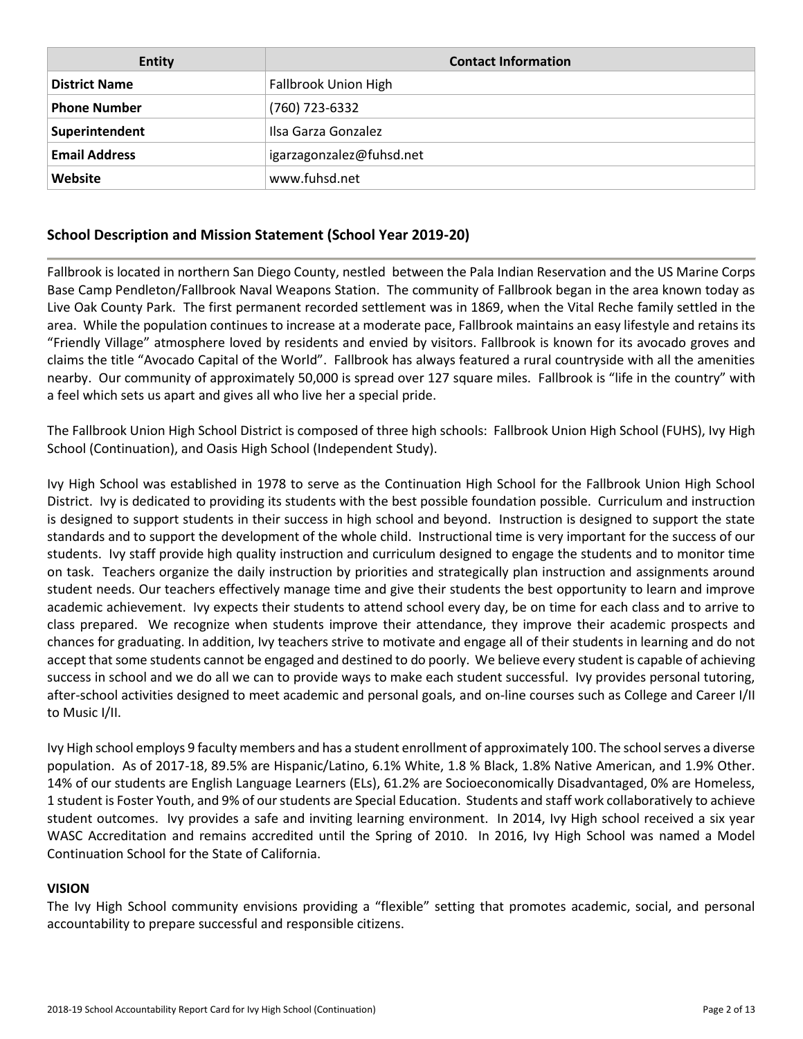| Entity | Contact Information |
| --- | --- |
| **District Name** | Fallbrook Union High |
| **Phone Number** | (760) 723-6332 |
| **Superintendent** | Ilsa Garza Gonzalez |
| **Email Address** | igarzagonzalez@fuhsd.net |
| **Website** | www.fuhsd.net |

## School Description and Mission Statement (School Year 2019-20)

Fallbrook is located in northern San Diego County, nestled between the Pala Indian Reservation and the US Marine Corps Base Camp Pendleton/Fallbrook Naval Weapons Station. The community of Fallbrook began in the area known today as Live Oak County Park. The first permanent recorded settlement was in 1869, when the Vital Reche family settled in the area. While the population continues to increase at a moderate pace, Fallbrook maintains an easy lifestyle and retains its "Friendly Village" atmosphere loved by residents and envied by visitors. Fallbrook is known for its avocado groves and claims the title "Avocado Capital of the World". Fallbrook has always featured a rural countryside with all the amenities nearby. Our community of approximately 50,000 is spread over 127 square miles. Fallbrook is "life in the country" with a feel which sets us apart and gives all who live her a special pride.

The Fallbrook Union High School District is composed of three high schools: Fallbrook Union High School (FUHS), Ivy High School (Continuation), and Oasis High School (Independent Study).

Ivy High School was established in 1978 to serve as the Continuation High School for the Fallbrook Union High School District. Ivy is dedicated to providing its students with the best possible foundation possible. Curriculum and instruction is designed to support students in their success in high school and beyond. Instruction is designed to support the state standards and to support the development of the whole child. Instructional time is very important for the success of our students. Ivy staff provide high quality instruction and curriculum designed to engage the students and to monitor time on task. Teachers organize the daily instruction by priorities and strategically plan instruction and assignments around student needs. Our teachers effectively manage time and give their students the best opportunity to learn and improve academic achievement. Ivy expects their students to attend school every day, be on time for each class and to arrive to class prepared. We recognize when students improve their attendance, they improve their academic prospects and chances for graduating. In addition, Ivy teachers strive to motivate and engage all of their students in learning and do not accept that some students cannot be engaged and destined to do poorly. We believe every student is capable of achieving success in school and we do all we can to provide ways to make each student successful. Ivy provides personal tutoring, after-school activities designed to meet academic and personal goals, and on-line courses such as College and Career I/II to Music I/II.

Ivy High school employs 9 faculty members and has a student enrollment of approximately 100. The school serves a diverse population. As of 2017-18, 89.5% are Hispanic/Latino, 6.1% White, 1.8 % Black, 1.8% Native American, and 1.9% Other. 14% of our students are English Language Learners (ELs), 61.2% are Socioeconomically Disadvantaged, 0% are Homeless, 1 student is Foster Youth, and 9% of our students are Special Education. Students and staff work collaboratively to achieve student outcomes. Ivy provides a safe and inviting learning environment. In 2014, Ivy High school received a six year WASC Accreditation and remains accredited until the Spring of 2010. In 2016, Ivy High School was named a Model Continuation School for the State of California.

**VISION**

The Ivy High School community envisions providing a "flexible" setting that promotes academic, social, and personal accountability to prepare successful and responsible citizens.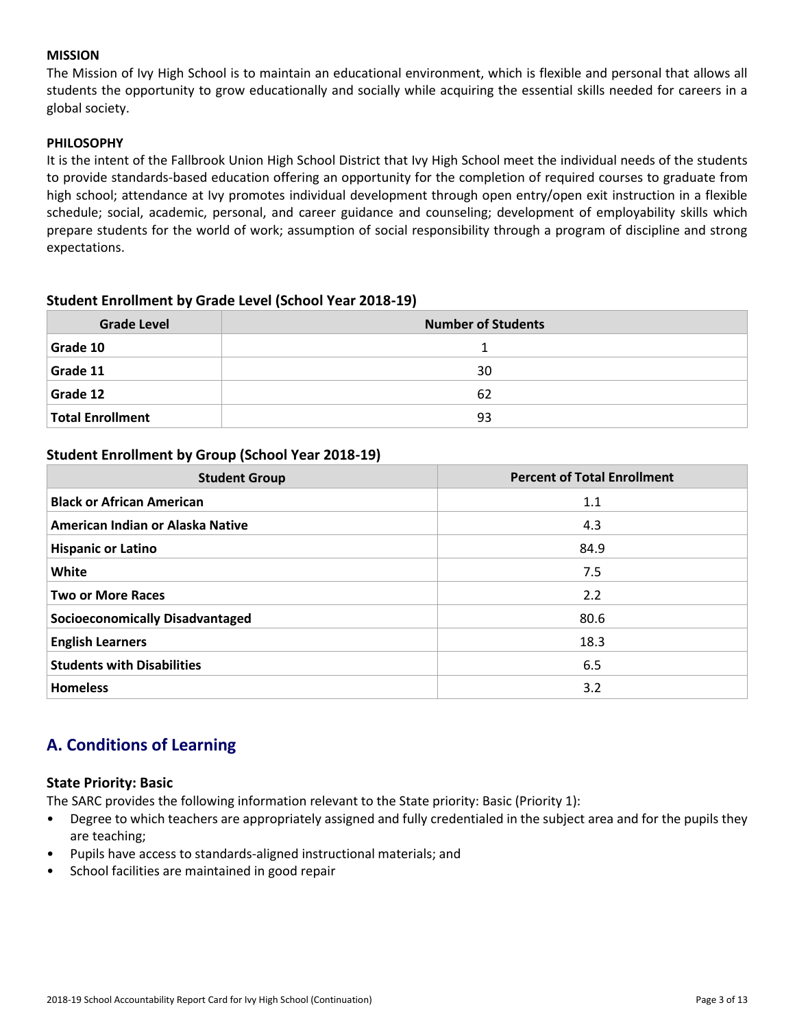**MISSION**

The Mission of Ivy High School is to maintain an educational environment, which is flexible and personal that allows all students the opportunity to grow educationally and socially while acquiring the essential skills needed for careers in a global society.

**PHILOSOPHY**

It is the intent of the Fallbrook Union High School District that Ivy High School meet the individual needs of the students to provide standards-based education offering an opportunity for the completion of required courses to graduate from high school; attendance at Ivy promotes individual development through open entry/open exit instruction in a flexible schedule; social, academic, personal, and career guidance and counseling; development of employability skills which prepare students for the world of work; assumption of social responsibility through a program of discipline and strong expectations.

### Student Enrollment by Grade Level (School Year 2018-19)

| Grade Level | Number of Students |
|---|---|
| **Grade 10** | 1 |
| **Grade 11** | 30 |
| **Grade 12** | 62 |
| **Total Enrollment** | 93 |

### Student Enrollment by Group (School Year 2018-19)

| Student Group | Percent of Total Enrollment |
|---|---|
| **Black or African American** | 1.1 |
| **American Indian or Alaska Native** | 4.3 |
| **Hispanic or Latino** | 84.9 |
| **White** | 7.5 |
| **Two or More Races** | 2.2 |
| **Socioeconomically Disadvantaged** | 80.6 |
| **English Learners** | 18.3 |
| **Students with Disabilities** | 6.5 |
| **Homeless** | 3.2 |

## A. Conditions of Learning

### State Priority: Basic

The SARC provides the following information relevant to the State priority: Basic (Priority 1):

- Degree to which teachers are appropriately assigned and fully credentialed in the subject area and for the pupils they are teaching;
- Pupils have access to standards-aligned instructional materials; and
- School facilities are maintained in good repair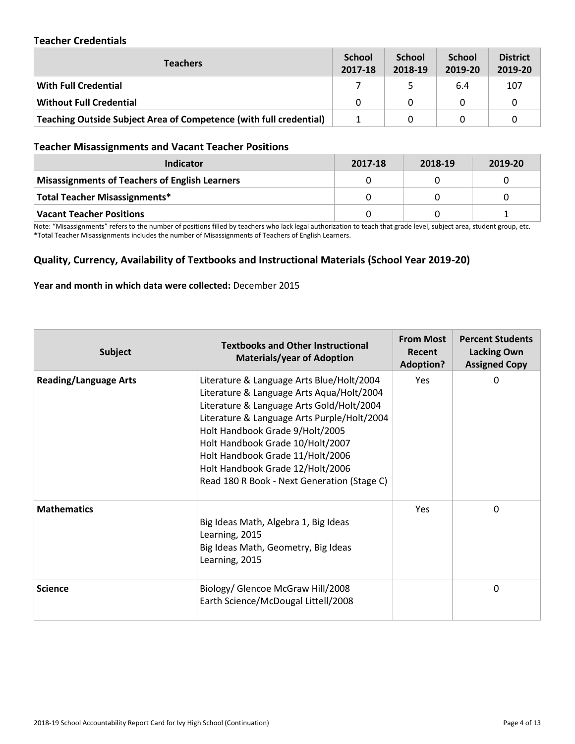### Teacher Credentials

| Teachers | School 2017-18 | School 2018-19 | School 2019-20 | District 2019-20 |
|---|---|---|---|---|
| With Full Credential | 7 | 5 | 6.4 | 107 |
| Without Full Credential | 0 | 0 | 0 | 0 |
| Teaching Outside Subject Area of Competence (with full credential) | 1 | 0 | 0 | 0 |

### Teacher Misassignments and Vacant Teacher Positions

| Indicator | 2017-18 | 2018-19 | 2019-20 |
|---|---|---|---|
| Misassignments of Teachers of English Learners | 0 | 0 | 0 |
| Total Teacher Misassignments* | 0 | 0 | 0 |
| Vacant Teacher Positions | 0 | 0 | 1 |

Note: "Misassignments" refers to the number of positions filled by teachers who lack legal authorization to teach that grade level, subject area, student group, etc.
*Total Teacher Misassignments includes the number of Misassignments of Teachers of English Learners.

### Quality, Currency, Availability of Textbooks and Instructional Materials (School Year 2019-20)

**Year and month in which data were collected:** December 2015

| Subject | Textbooks and Other Instructional Materials/year of Adoption | From Most Recent Adoption? | Percent Students Lacking Own Assigned Copy |
|---|---|---|---|
| **Reading/Language Arts** | Literature & Language Arts Blue/Holt/2004<br>Literature & Language Arts Aqua/Holt/2004<br>Literature & Language Arts Gold/Holt/2004<br>Literature & Language Arts Purple/Holt/2004<br>Holt Handbook Grade 9/Holt/2005<br>Holt Handbook Grade 10/Holt/2007<br>Holt Handbook Grade 11/Holt/2006<br>Holt Handbook Grade 12/Holt/2006<br>Read 180 R Book - Next Generation (Stage C) | Yes | 0 |
| **Mathematics** | Big Ideas Math, Algebra 1, Big Ideas Learning, 2015<br>Big Ideas Math, Geometry, Big Ideas Learning, 2015 | Yes | 0 |
| **Science** | Biology/ Glencoe McGraw Hill/2008<br>Earth Science/McDougal Littell/2008 | | 0 |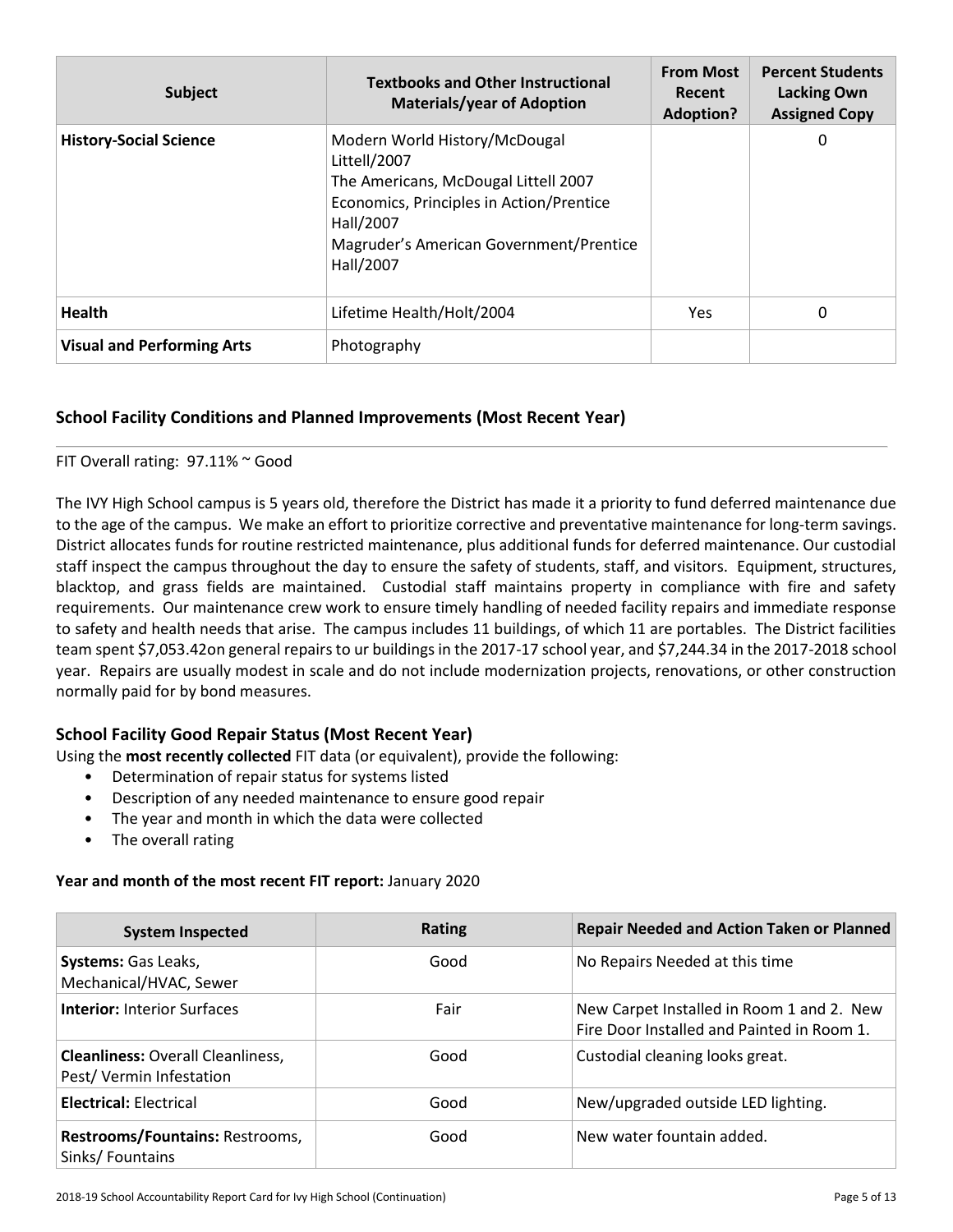| Subject | Textbooks and Other Instructional Materials/year of Adoption | From Most Recent Adoption? | Percent Students Lacking Own Assigned Copy |
|---|---|---|---|
| **History-Social Science** | Modern World History/McDougal Littell/2007<br>The Americans, McDougal Littell 2007<br>Economics, Principles in Action/Prentice Hall/2007<br>Magruder's American Government/Prentice Hall/2007 | | 0 |
| **Health** | Lifetime Health/Holt/2004 | Yes | 0 |
| **Visual and Performing Arts** | Photography | | |

### School Facility Conditions and Planned Improvements (Most Recent Year)

FIT Overall rating: 97.11% ~ Good

The IVY High School campus is 5 years old, therefore the District has made it a priority to fund deferred maintenance due to the age of the campus. We make an effort to prioritize corrective and preventative maintenance for long-term savings. District allocates funds for routine restricted maintenance, plus additional funds for deferred maintenance. Our custodial staff inspect the campus throughout the day to ensure the safety of students, staff, and visitors. Equipment, structures, blacktop, and grass fields are maintained. Custodial staff maintains property in compliance with fire and safety requirements. Our maintenance crew work to ensure timely handling of needed facility repairs and immediate response to safety and health needs that arise. The campus includes 11 buildings, of which 11 are portables. The District facilities team spent $7,053.42on general repairs to ur buildings in the 2017-17 school year, and $7,244.34 in the 2017-2018 school year. Repairs are usually modest in scale and do not include modernization projects, renovations, or other construction normally paid for by bond measures.

### School Facility Good Repair Status (Most Recent Year)

Using the **most recently collected** FIT data (or equivalent), provide the following:

- Determination of repair status for systems listed
- Description of any needed maintenance to ensure good repair
- The year and month in which the data were collected
- The overall rating

**Year and month of the most recent FIT report:** January 2020

| System Inspected | Rating | Repair Needed and Action Taken or Planned |
|---|---|---|
| **Systems:** Gas Leaks, Mechanical/HVAC, Sewer | Good | No Repairs Needed at this time |
| **Interior:** Interior Surfaces | Fair | New Carpet Installed in Room 1 and 2. New Fire Door Installed and Painted in Room 1. |
| **Cleanliness:** Overall Cleanliness, Pest/ Vermin Infestation | Good | Custodial cleaning looks great. |
| **Electrical:** Electrical | Good | New/upgraded outside LED lighting. |
| **Restrooms/Fountains:** Restrooms, Sinks/ Fountains | Good | New water fountain added. |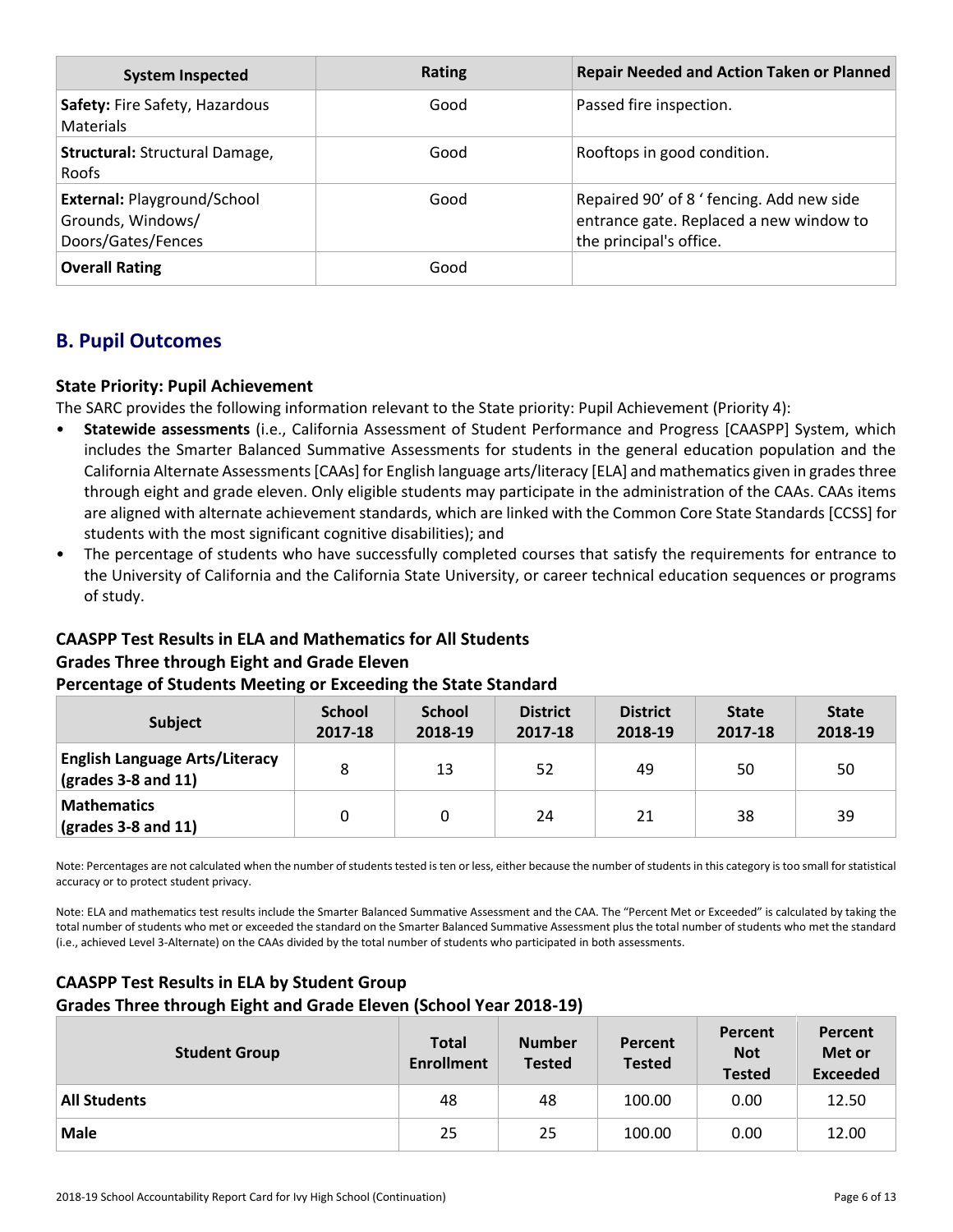| System Inspected | Rating | Repair Needed and Action Taken or Planned |
| --- | --- | --- |
| **Safety:** Fire Safety, Hazardous Materials | Good | Passed fire inspection. |
| **Structural:** Structural Damage, Roofs | Good | Rooftops in good condition. |
| **External:** Playground/School Grounds, Windows/ Doors/Gates/Fences | Good | Repaired 90' of 8 ' fencing. Add new side entrance gate. Replaced a new window to the principal's office. |
| **Overall Rating** | Good | |

## B. Pupil Outcomes

### State Priority: Pupil Achievement

The SARC provides the following information relevant to the State priority: Pupil Achievement (Priority 4):

- **Statewide assessments** (i.e., California Assessment of Student Performance and Progress [CAASPP] System, which includes the Smarter Balanced Summative Assessments for students in the general education population and the California Alternate Assessments [CAAs] for English language arts/literacy [ELA] and mathematics given in grades three through eight and grade eleven. Only eligible students may participate in the administration of the CAAs. CAAs items are aligned with alternate achievement standards, which are linked with the Common Core State Standards [CCSS] for students with the most significant cognitive disabilities); and
- The percentage of students who have successfully completed courses that satisfy the requirements for entrance to the University of California and the California State University, or career technical education sequences or programs of study.

### CAASPP Test Results in ELA and Mathematics for All Students
### Grades Three through Eight and Grade Eleven
### Percentage of Students Meeting or Exceeding the State Standard

| Subject | School 2017-18 | School 2018-19 | District 2017-18 | District 2018-19 | State 2017-18 | State 2018-19 |
| --- | --- | --- | --- | --- | --- | --- |
| **English Language Arts/Literacy (grades 3-8 and 11)** | 8 | 13 | 52 | 49 | 50 | 50 |
| **Mathematics (grades 3-8 and 11)** | 0 | 0 | 24 | 21 | 38 | 39 |

Note: Percentages are not calculated when the number of students tested is ten or less, either because the number of students in this category is too small for statistical accuracy or to protect student privacy.

Note: ELA and mathematics test results include the Smarter Balanced Summative Assessment and the CAA. The "Percent Met or Exceeded" is calculated by taking the total number of students who met or exceeded the standard on the Smarter Balanced Summative Assessment plus the total number of students who met the standard (i.e., achieved Level 3-Alternate) on the CAAs divided by the total number of students who participated in both assessments.

### CAASPP Test Results in ELA by Student Group
### Grades Three through Eight and Grade Eleven (School Year 2018-19)

| Student Group | Total Enrollment | Number Tested | Percent Tested | Percent Not Tested | Percent Met or Exceeded |
| --- | --- | --- | --- | --- | --- |
| **All Students** | 48 | 48 | 100.00 | 0.00 | 12.50 |
| **Male** | 25 | 25 | 100.00 | 0.00 | 12.00 |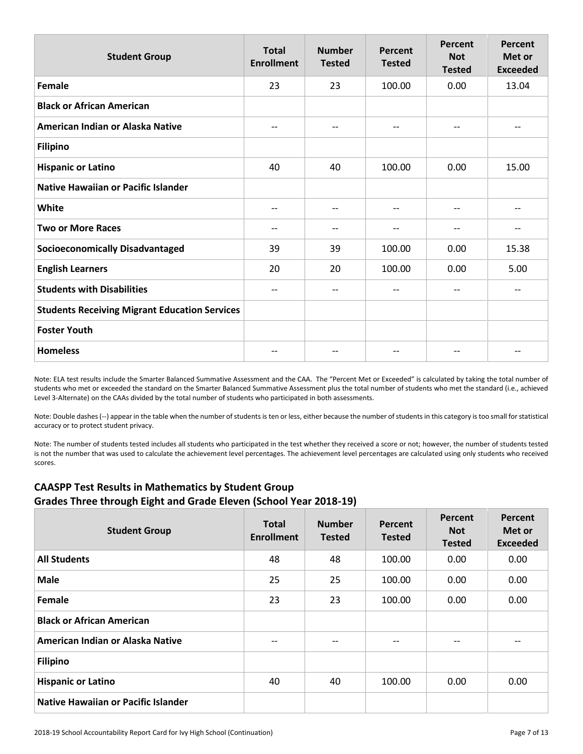| Student Group | Total Enrollment | Number Tested | Percent Tested | Percent Not Tested | Percent Met or Exceeded |
|---|---|---|---|---|---|
| **Female** | 23 | 23 | 100.00 | 0.00 | 13.04 |
| **Black or African American** | | | | | |
| **American Indian or Alaska Native** | -- | -- | -- | -- | -- |
| **Filipino** | | | | | |
| **Hispanic or Latino** | 40 | 40 | 100.00 | 0.00 | 15.00 |
| **Native Hawaiian or Pacific Islander** | | | | | |
| **White** | -- | -- | -- | -- | -- |
| **Two or More Races** | -- | -- | -- | -- | -- |
| **Socioeconomically Disadvantaged** | 39 | 39 | 100.00 | 0.00 | 15.38 |
| **English Learners** | 20 | 20 | 100.00 | 0.00 | 5.00 |
| **Students with Disabilities** | -- | -- | -- | -- | -- |
| **Students Receiving Migrant Education Services** | | | | | |
| **Foster Youth** | | | | | |
| **Homeless** | -- | -- | -- | -- | -- |

Note: ELA test results include the Smarter Balanced Summative Assessment and the CAA. The "Percent Met or Exceeded" is calculated by taking the total number of students who met or exceeded the standard on the Smarter Balanced Summative Assessment plus the total number of students who met the standard (i.e., achieved Level 3-Alternate) on the CAAs divided by the total number of students who participated in both assessments.

Note: Double dashes (--) appear in the table when the number of students is ten or less, either because the number of students in this category is too small for statistical accuracy or to protect student privacy.

Note: The number of students tested includes all students who participated in the test whether they received a score or not; however, the number of students tested is not the number that was used to calculate the achievement level percentages. The achievement level percentages are calculated using only students who received scores.

## CAASPP Test Results in Mathematics by Student Group
## Grades Three through Eight and Grade Eleven (School Year 2018-19)

| Student Group | Total Enrollment | Number Tested | Percent Tested | Percent Not Tested | Percent Met or Exceeded |
|---|---|---|---|---|---|
| **All Students** | 48 | 48 | 100.00 | 0.00 | 0.00 |
| **Male** | 25 | 25 | 100.00 | 0.00 | 0.00 |
| **Female** | 23 | 23 | 100.00 | 0.00 | 0.00 |
| **Black or African American** | | | | | |
| **American Indian or Alaska Native** | -- | -- | -- | -- | -- |
| **Filipino** | | | | | |
| **Hispanic or Latino** | 40 | 40 | 100.00 | 0.00 | 0.00 |
| **Native Hawaiian or Pacific Islander** | | | | | |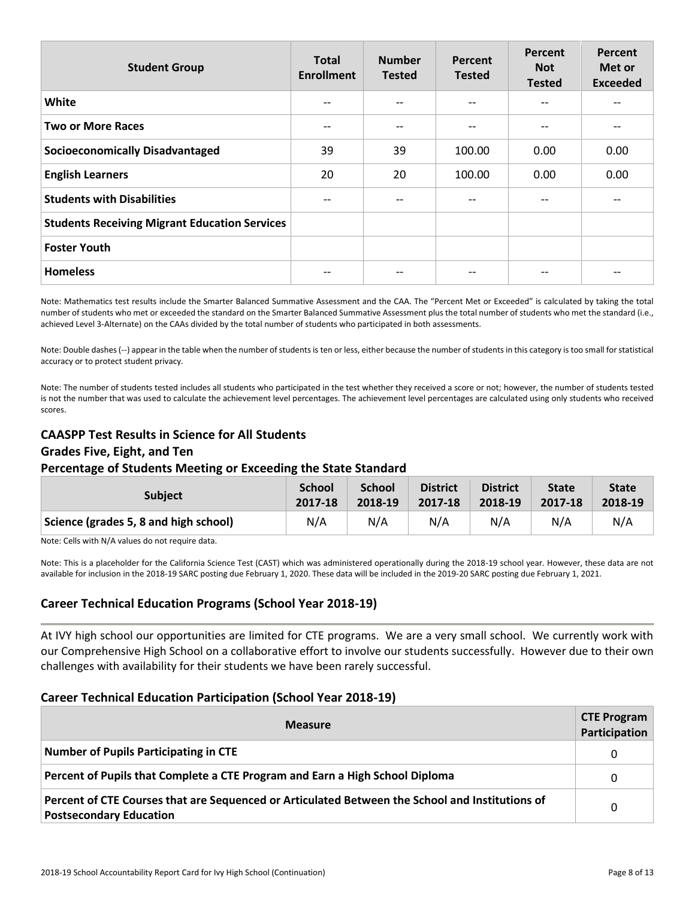| Student Group | Total Enrollment | Number Tested | Percent Tested | Percent Not Tested | Percent Met or Exceeded |
|---|---|---|---|---|---|
| **White** | -- | -- | -- | -- | -- |
| **Two or More Races** | -- | -- | -- | -- | -- |
| **Socioeconomically Disadvantaged** | 39 | 39 | 100.00 | 0.00 | 0.00 |
| **English Learners** | 20 | 20 | 100.00 | 0.00 | 0.00 |
| **Students with Disabilities** | -- | -- | -- | -- | -- |
| **Students Receiving Migrant Education Services** | | | | | |
| **Foster Youth** | | | | | |
| **Homeless** | -- | -- | -- | -- | -- |

Note: Mathematics test results include the Smarter Balanced Summative Assessment and the CAA. The "Percent Met or Exceeded" is calculated by taking the total number of students who met or exceeded the standard on the Smarter Balanced Summative Assessment plus the total number of students who met the standard (i.e., achieved Level 3-Alternate) on the CAAs divided by the total number of students who participated in both assessments.

Note: Double dashes (--) appear in the table when the number of students is ten or less, either because the number of students in this category is too small for statistical accuracy or to protect student privacy.

Note: The number of students tested includes all students who participated in the test whether they received a score or not; however, the number of students tested is not the number that was used to calculate the achievement level percentages. The achievement level percentages are calculated using only students who received scores.

## CAASPP Test Results in Science for All Students
## Grades Five, Eight, and Ten
## Percentage of Students Meeting or Exceeding the State Standard

| Subject | School 2017-18 | School 2018-19 | District 2017-18 | District 2018-19 | State 2017-18 | State 2018-19 |
|---|---|---|---|---|---|---|
| **Science (grades 5, 8 and high school)** | N/A | N/A | N/A | N/A | N/A | N/A |

Note: Cells with N/A values do not require data.

Note: This is a placeholder for the California Science Test (CAST) which was administered operationally during the 2018-19 school year. However, these data are not available for inclusion in the 2018-19 SARC posting due February 1, 2020. These data will be included in the 2019-20 SARC posting due February 1, 2021.

## Career Technical Education Programs (School Year 2018-19)

At IVY high school our opportunities are limited for CTE programs. We are a very small school. We currently work with our Comprehensive High School on a collaborative effort to involve our students successfully. However due to their own challenges with availability for their students we have been rarely successful.

## Career Technical Education Participation (School Year 2018-19)

| Measure | CTE Program Participation |
|---|---|
| **Number of Pupils Participating in CTE** | 0 |
| **Percent of Pupils that Complete a CTE Program and Earn a High School Diploma** | 0 |
| **Percent of CTE Courses that are Sequenced or Articulated Between the School and Institutions of Postsecondary Education** | 0 |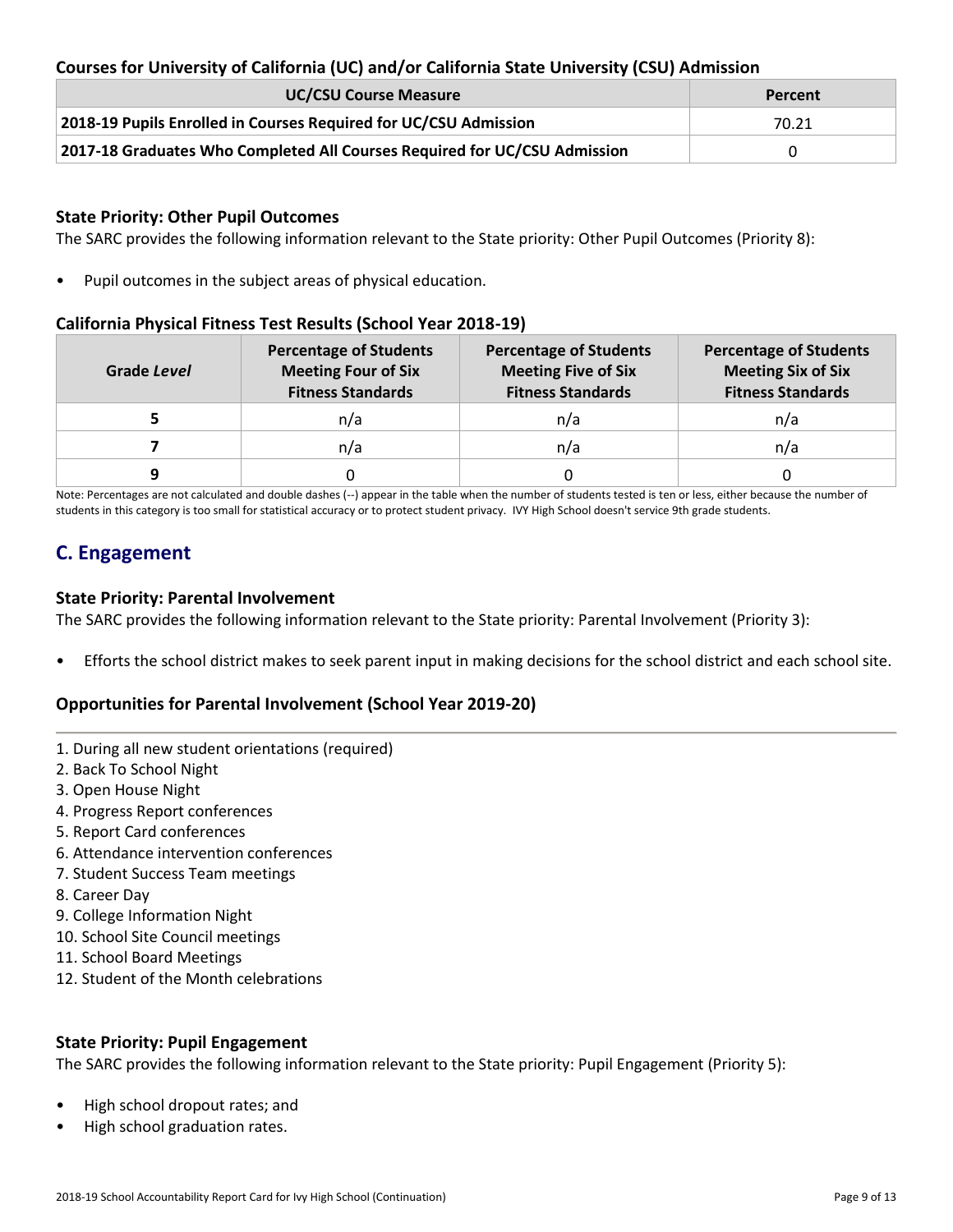### Courses for University of California (UC) and/or California State University (CSU) Admission

| UC/CSU Course Measure | Percent |
|---|---|
| 2018-19 Pupils Enrolled in Courses Required for UC/CSU Admission | 70.21 |
| 2017-18 Graduates Who Completed All Courses Required for UC/CSU Admission | 0 |

### State Priority: Other Pupil Outcomes

The SARC provides the following information relevant to the State priority: Other Pupil Outcomes (Priority 8):

- Pupil outcomes in the subject areas of physical education.

### California Physical Fitness Test Results (School Year 2018-19)

| Grade *Level* | Percentage of Students Meeting Four of Six Fitness Standards | Percentage of Students Meeting Five of Six Fitness Standards | Percentage of Students Meeting Six of Six Fitness Standards |
|---|---|---|---|
| 5 | n/a | n/a | n/a |
| 7 | n/a | n/a | n/a |
| 9 | 0 | 0 | 0 |

Note: Percentages are not calculated and double dashes (--) appear in the table when the number of students tested is ten or less, either because the number of students in this category is too small for statistical accuracy or to protect student privacy. IVY High School doesn't service 9th grade students.

## C. Engagement

### State Priority: Parental Involvement

The SARC provides the following information relevant to the State priority: Parental Involvement (Priority 3):

- Efforts the school district makes to seek parent input in making decisions for the school district and each school site.

### Opportunities for Parental Involvement (School Year 2019-20)

1. During all new student orientations (required)
2. Back To School Night
3. Open House Night
4. Progress Report conferences
5. Report Card conferences
6. Attendance intervention conferences
7. Student Success Team meetings
8. Career Day
9. College Information Night
10. School Site Council meetings
11. School Board Meetings
12. Student of the Month celebrations

### State Priority: Pupil Engagement

The SARC provides the following information relevant to the State priority: Pupil Engagement (Priority 5):

- High school dropout rates; and
- High school graduation rates.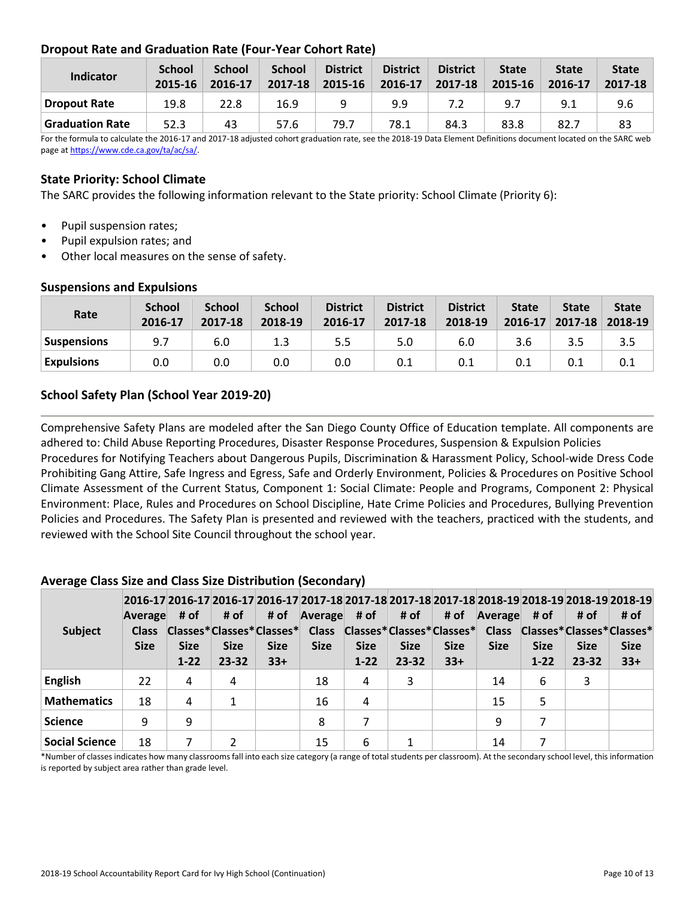### Dropout Rate and Graduation Rate (Four-Year Cohort Rate)

| Indicator | School 2015-16 | School 2016-17 | School 2017-18 | District 2015-16 | District 2016-17 | District 2017-18 | State 2015-16 | State 2016-17 | State 2017-18 |
|---|---|---|---|---|---|---|---|---|---|
| Dropout Rate | 19.8 | 22.8 | 16.9 | 9 | 9.9 | 7.2 | 9.7 | 9.1 | 9.6 |
| Graduation Rate | 52.3 | 43 | 57.6 | 79.7 | 78.1 | 84.3 | 83.8 | 82.7 | 83 |

For the formula to calculate the 2016-17 and 2017-18 adjusted cohort graduation rate, see the 2018-19 Data Element Definitions document located on the SARC web page at https://www.cde.ca.gov/ta/ac/sa/.

### State Priority: School Climate

The SARC provides the following information relevant to the State priority: School Climate (Priority 6):

- Pupil suspension rates;
- Pupil expulsion rates; and
- Other local measures on the sense of safety.

### Suspensions and Expulsions

| Rate | School 2016-17 | School 2017-18 | School 2018-19 | District 2016-17 | District 2017-18 | District 2018-19 | State 2016-17 | State 2017-18 | State 2018-19 |
|---|---|---|---|---|---|---|---|---|---|
| Suspensions | 9.7 | 6.0 | 1.3 | 5.5 | 5.0 | 6.0 | 3.6 | 3.5 | 3.5 |
| Expulsions | 0.0 | 0.0 | 0.0 | 0.0 | 0.1 | 0.1 | 0.1 | 0.1 | 0.1 |

### School Safety Plan (School Year 2019-20)

Comprehensive Safety Plans are modeled after the San Diego County Office of Education template. All components are adhered to: Child Abuse Reporting Procedures, Disaster Response Procedures, Suspension & Expulsion Policies Procedures for Notifying Teachers about Dangerous Pupils, Discrimination & Harassment Policy, School-wide Dress Code Prohibiting Gang Attire, Safe Ingress and Egress, Safe and Orderly Environment, Policies & Procedures on Positive School Climate Assessment of the Current Status, Component 1: Social Climate: People and Programs, Component 2: Physical Environment: Place, Rules and Procedures on School Discipline, Hate Crime Policies and Procedures, Bullying Prevention Policies and Procedures. The Safety Plan is presented and reviewed with the teachers, practiced with the students, and reviewed with the School Site Council throughout the school year.

### Average Class Size and Class Size Distribution (Secondary)

| Subject | 2016-17 Average Class Size | 2016-17 # of Classes* Size 1-22 | 2016-17 # of Classes* Size 23-32 | 2016-17 # of Classes* Size 33+ | 2017-18 Average Class Size | 2017-18 # of Classes* Size 1-22 | 2017-18 # of Classes* Size 23-32 | 2017-18 # of Classes* Size 33+ | 2018-19 Average Class Size | 2018-19 # of Classes* Size 1-22 | 2018-19 # of Classes* Size 23-32 | 2018-19 # of Classes* Size 33+ |
|---|---|---|---|---|---|---|---|---|---|---|---|---|
| English | 22 | 4 | 4 | | 18 | 4 | 3 | | 14 | 6 | 3 | |
| Mathematics | 18 | 4 | 1 | | 16 | 4 | | | 15 | 5 | | |
| Science | 9 | 9 | | | 8 | 7 | | | 9 | 7 | | |
| Social Science | 18 | 7 | 2 | | 15 | 6 | 1 | | 14 | 7 | | |

*Number of classes indicates how many classrooms fall into each size category (a range of total students per classroom). At the secondary school level, this information is reported by subject area rather than grade level.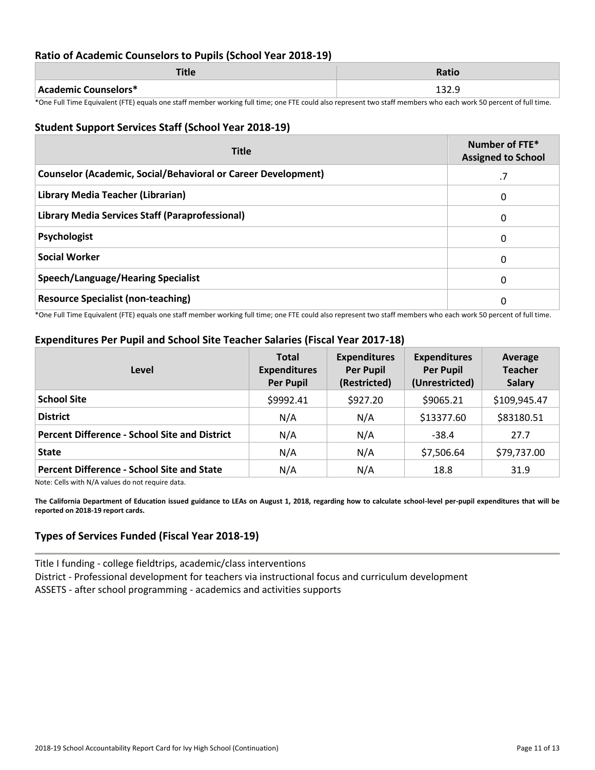### Ratio of Academic Counselors to Pupils (School Year 2018-19)

| Title | Ratio |
|---|---|
| Academic Counselors* | 132.9 |

*One Full Time Equivalent (FTE) equals one staff member working full time; one FTE could also represent two staff members who each work 50 percent of full time.

### Student Support Services Staff (School Year 2018-19)

| Title | Number of FTE* Assigned to School |
|---|---|
| Counselor (Academic, Social/Behavioral or Career Development) | .7 |
| Library Media Teacher (Librarian) | 0 |
| Library Media Services Staff (Paraprofessional) | 0 |
| Psychologist | 0 |
| Social Worker | 0 |
| Speech/Language/Hearing Specialist | 0 |
| Resource Specialist (non-teaching) | 0 |

*One Full Time Equivalent (FTE) equals one staff member working full time; one FTE could also represent two staff members who each work 50 percent of full time.

### Expenditures Per Pupil and School Site Teacher Salaries (Fiscal Year 2017-18)

| Level | Total Expenditures Per Pupil | Expenditures Per Pupil (Restricted) | Expenditures Per Pupil (Unrestricted) | Average Teacher Salary |
|---|---|---|---|---|
| School Site | $9992.41 | $927.20 | $9065.21 | $109,945.47 |
| District | N/A | N/A | $13377.60 | $83180.51 |
| Percent Difference - School Site and District | N/A | N/A | -38.4 | 27.7 |
| State | N/A | N/A | $7,506.64 | $79,737.00 |
| Percent Difference - School Site and State | N/A | N/A | 18.8 | 31.9 |

Note: Cells with N/A values do not require data.

**The California Department of Education issued guidance to LEAs on August 1, 2018, regarding how to calculate school-level per-pupil expenditures that will be reported on 2018-19 report cards.**

### Types of Services Funded (Fiscal Year 2018-19)

Title I funding - college fieldtrips, academic/class interventions
District - Professional development for teachers via instructional focus and curriculum development
ASSETS - after school programming - academics and activities supports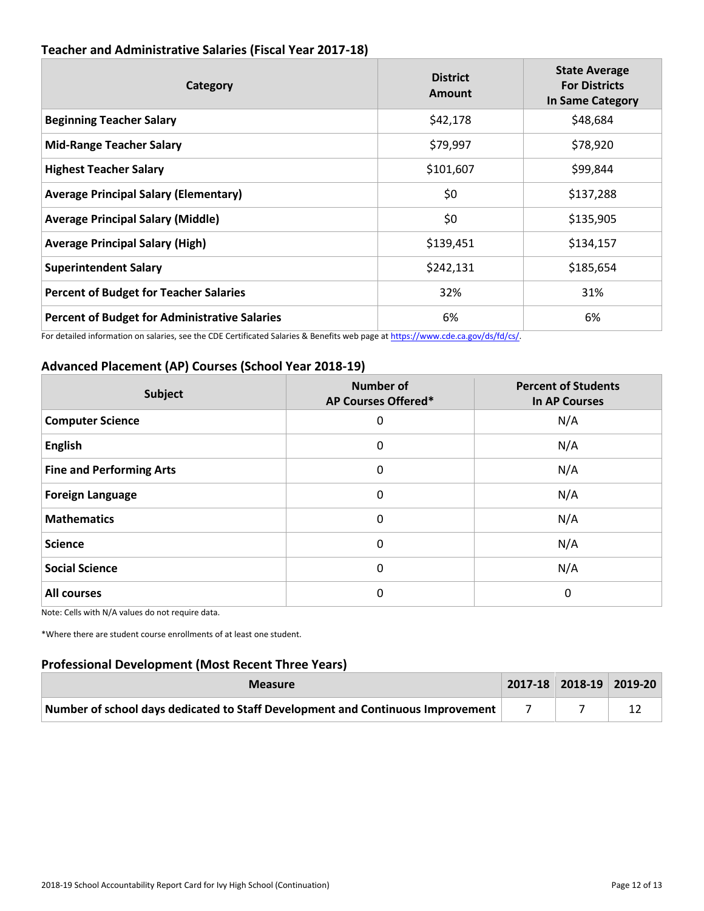### Teacher and Administrative Salaries (Fiscal Year 2017-18)

| Category | District Amount | State Average For Districts In Same Category |
| --- | --- | --- |
| **Beginning Teacher Salary** | $42,178 | $48,684 |
| **Mid-Range Teacher Salary** | $79,997 | $78,920 |
| **Highest Teacher Salary** | $101,607 | $99,844 |
| **Average Principal Salary (Elementary)** | $0 | $137,288 |
| **Average Principal Salary (Middle)** | $0 | $135,905 |
| **Average Principal Salary (High)** | $139,451 | $134,157 |
| **Superintendent Salary** | $242,131 | $185,654 |
| **Percent of Budget for Teacher Salaries** | 32% | 31% |
| **Percent of Budget for Administrative Salaries** | 6% | 6% |

For detailed information on salaries, see the CDE Certificated Salaries & Benefits web page at https://www.cde.ca.gov/ds/fd/cs/.

### Advanced Placement (AP) Courses (School Year 2018-19)

| Subject | Number of AP Courses Offered* | Percent of Students In AP Courses |
| --- | --- | --- |
| **Computer Science** | 0 | N/A |
| **English** | 0 | N/A |
| **Fine and Performing Arts** | 0 | N/A |
| **Foreign Language** | 0 | N/A |
| **Mathematics** | 0 | N/A |
| **Science** | 0 | N/A |
| **Social Science** | 0 | N/A |
| **All courses** | 0 | 0 |

Note: Cells with N/A values do not require data.

*Where there are student course enrollments of at least one student.

### Professional Development (Most Recent Three Years)

| Measure | 2017-18 | 2018-19 | 2019-20 |
| --- | --- | --- | --- |
| **Number of school days dedicated to Staff Development and Continuous Improvement** | 7 | 7 | 12 |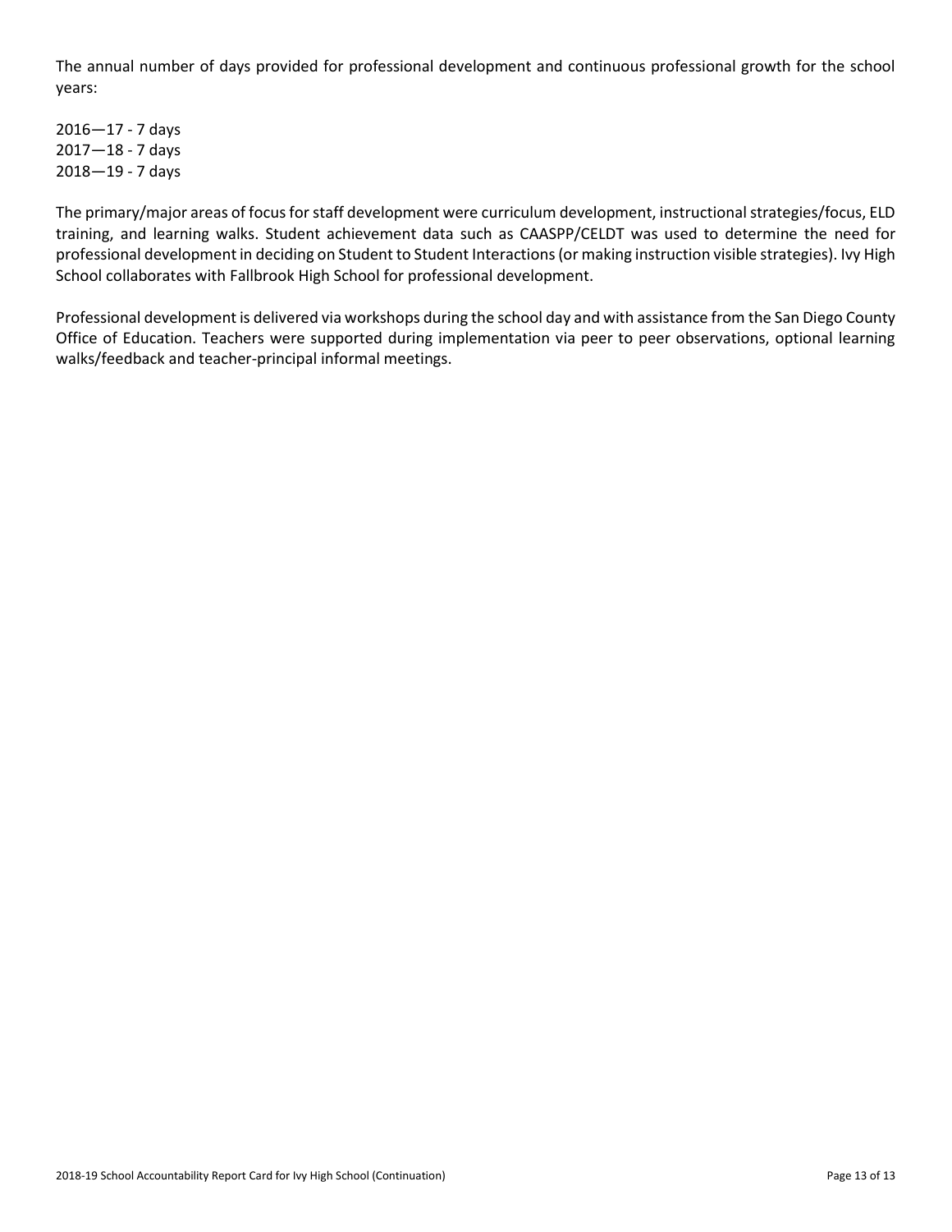The annual number of days provided for professional development and continuous professional growth for the school years:

2016—17 - 7 days
2017—18 - 7 days
2018—19 - 7 days

The primary/major areas of focus for staff development were curriculum development, instructional strategies/focus, ELD training, and learning walks. Student achievement data such as CAASPP/CELDT was used to determine the need for professional development in deciding on Student to Student Interactions (or making instruction visible strategies). Ivy High School collaborates with Fallbrook High School for professional development.

Professional development is delivered via workshops during the school day and with assistance from the San Diego County Office of Education. Teachers were supported during implementation via peer to peer observations, optional learning walks/feedback and teacher-principal informal meetings.